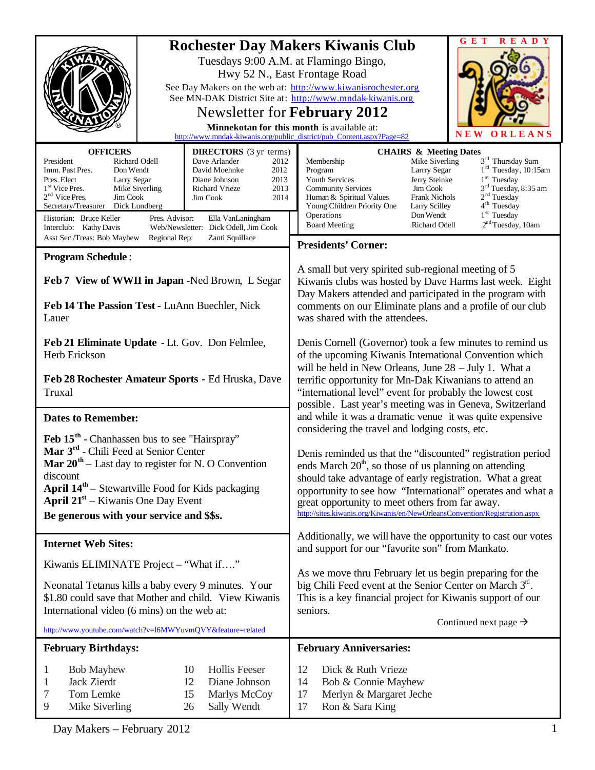# Rochester Day Makers Kiwanis Club

Tuesdays 9:00 A.M. at Flamingo Bingo,
Hwy 52 N., East Frontage Road

See Day Makers on the web at: http://www.kiwanisrochester.org
See MN-DAK District Site at: http://www.mndak-kiwanis.org

## Newsletter for **February 2012**

**Minnekotan for this month** is available at:
http://www.mndak-kiwanis.org/public_district/pub_Content.aspx?Page=82

GET READY — NEW ORLEANS

| OFFICERS | |
|---|---|
| President | Richard Odell |
| Imm. Past Pres. | Don Wendt |
| Pres. Elect | Larry Segar |
| 1st Vice Pres. | Mike Siverling |
| 2nd Vice Pres. | Jim Cook |
| Secretary/Treasurer | Dick Lundberg |

| DIRECTORS (3 yr terms) | |
|---|---|
| Dave Arlander | 2012 |
| David Moehnke | 2012 |
| Diane Johnson | 2013 |
| Richard Vrieze | 2013 |
| Jim Cook | 2014 |

Historian: Bruce Keller — Pres. Advisor: Ella VanLaningham
Interclub: Kathy Davis — Web/Newsletter: Dick Odell, Jim Cook
Asst Sec./Treas: Bob Mayhew — Regional Rep: Zanti Squillace

| CHAIRS & Meeting Dates | | |
|---|---|---|
| Membership | Mike Siverling | 3rd Thursday 9am |
| Program | Larrry Segar | 1st Tuesday, 10:15am |
| Youth Services | Jerry Steinke | 1st Tuesday |
| Community Services | Jim Cook | 3rd Tuesday, 8:35 am |
| Human & Spiritual Values | Frank Nichols | 2nd Tuesday |
| Young Children Priority One | Larry Scilley | 4th Tuesday |
| Operations | Don Wendt | 1st Tuesday |
| Board Meeting | Richard Odell | 2nd Tuesday, 10am |

## Program Schedule:

**Feb 7 View of WWII in Japan** -Ned Brown, L Segar

**Feb 14 The Passion Test** - LuAnn Buechler, Nick Lauer

**Feb 21 Eliminate Update** - Lt. Gov. Don Felmlee, Herb Erickson

**Feb 28 Rochester Amateur Sports** - Ed Hruska, Dave Truxal

## Dates to Remember:

**Feb 15th** - Chanhassen bus to see "Hairspray"
**Mar 3rd** - Chili Feed at Senior Center
**Mar 20th** – Last day to register for N. O Convention discount
**April 14th** – Stewartville Food for Kids packaging
**April 21st** – Kiwanis One Day Event
**Be generous with your service and $$s.**

## Internet Web Sites:

Kiwanis ELIMINATE Project – "What if…."

Neonatal Tetanus kills a baby every 9 minutes. Your $1.80 could save that Mother and child. View Kiwanis International video (6 mins) on the web at:

http://www.youtube.com/watch?v=l6MWYuvmQVY&feature=related

## Presidents' Corner:

A small but very spirited sub-regional meeting of 5 Kiwanis clubs was hosted by Dave Harms last week. Eight Day Makers attended and participated in the program with comments on our Eliminate plans and a profile of our club was shared with the attendees.

Denis Cornell (Governor) took a few minutes to remind us of the upcoming Kiwanis International Convention which will be held in New Orleans, June 28 – July 1. What a terrific opportunity for Mn-Dak Kiwanians to attend an "international level" event for probably the lowest cost possible. Last year's meeting was in Geneva, Switzerland and while it was a dramatic venue it was quite expensive considering the travel and lodging costs, etc.

Denis reminded us that the "discounted" registration period ends March 20th, so those of us planning on attending should take advantage of early registration. What a great opportunity to see how "International" operates and what a great opportunity to meet others from far away.
http://sites.kiwanis.org/Kiwanis/en/NewOrleansConvention/Registration.aspx

Additionally, we will have the opportunity to cast our votes and support for our "favorite son" from Mankato.

As we move thru February let us begin preparing for the big Chili Feed event at the Senior Center on March 3rd. This is a key financial project for Kiwanis support of our seniors.

Continued next page →

## February Birthdays:

| | | | |
|---|---|---|---|
| 1 | Bob Mayhew | 10 | Hollis Feeser |
| 1 | Jack Zierdt | 12 | Diane Johnson |
| 7 | Tom Lemke | 15 | Marlys McCoy |
| 9 | Mike Siverling | 26 | Sally Wendt |

## February Anniversaries:

| | |
|---|---|
| 12 | Dick & Ruth Vrieze |
| 14 | Bob & Connie Mayhew |
| 17 | Merlyn & Margaret Jeche |
| 17 | Ron & Sara King |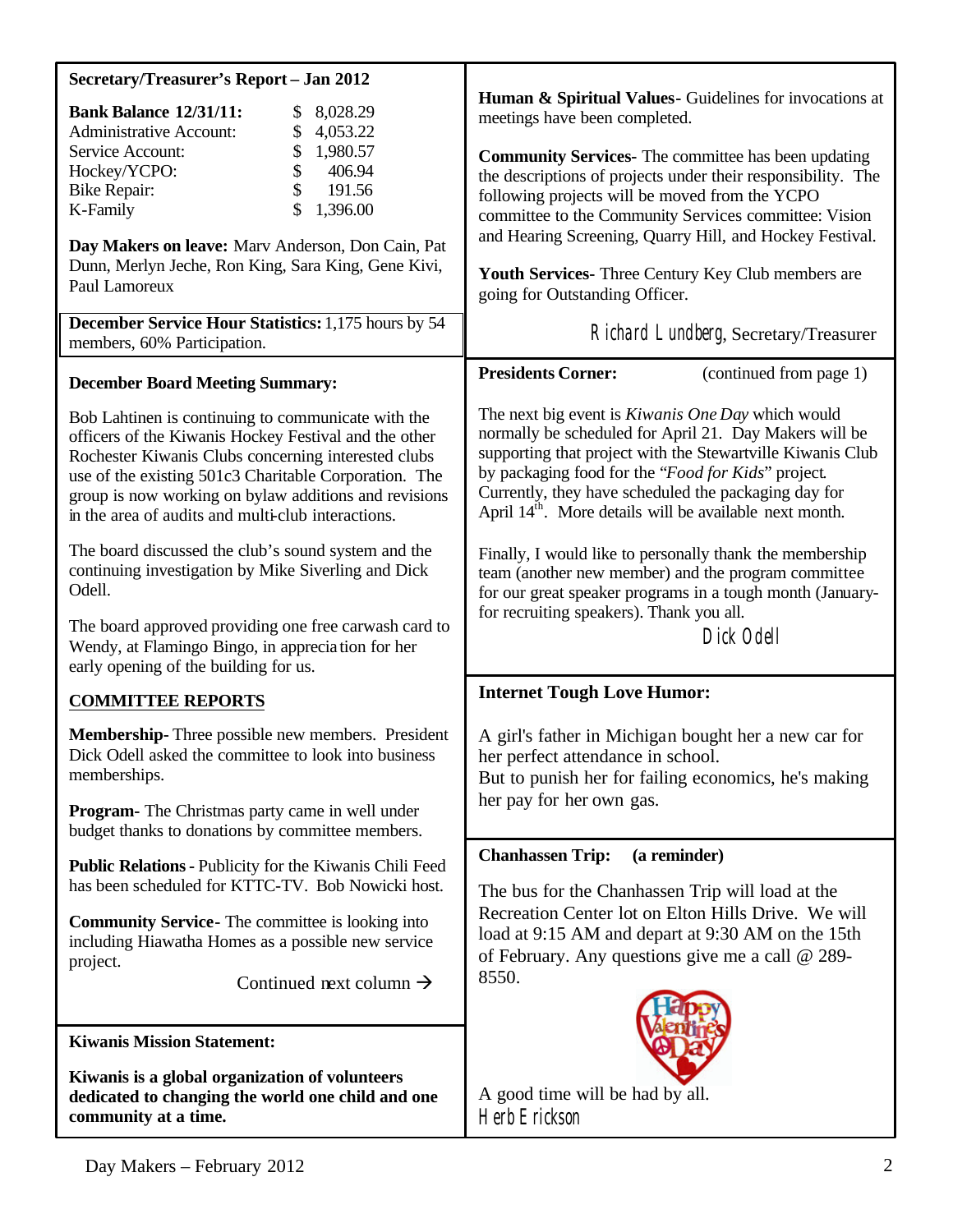## Secretary/Treasurer's Report – Jan 2012

| | |
|---|---|
| **Bank Balance 12/31/11:** | $ 8,028.29 |
| Administrative Account: | $ 4,053.22 |
| Service Account: | $ 1,980.57 |
| Hockey/YCPO: | $ 406.94 |
| Bike Repair: | $ 191.56 |
| K-Family | $ 1,396.00 |

**Day Makers on leave:** Marv Anderson, Don Cain, Pat Dunn, Merlyn Jeche, Ron King, Sara King, Gene Kivi, Paul Lamoreux

**December Service Hour Statistics:** 1,175 hours by 54 members, 60% Participation.

## December Board Meeting Summary:

Bob Lahtinen is continuing to communicate with the officers of the Kiwanis Hockey Festival and the other Rochester Kiwanis Clubs concerning interested clubs use of the existing 501c3 Charitable Corporation. The group is now working on bylaw additions and revisions in the area of audits and multi-club interactions.

The board discussed the club's sound system and the continuing investigation by Mike Siverling and Dick Odell.

The board approved providing one free carwash card to Wendy, at Flamingo Bingo, in appreciation for her early opening of the building for us.

## COMMITTEE REPORTS

**Membership**- Three possible new members. President Dick Odell asked the committee to look into business memberships.

**Program**- The Christmas party came in well under budget thanks to donations by committee members.

**Public Relations** - Publicity for the Kiwanis Chili Feed has been scheduled for KTTC-TV. Bob Nowicki host.

**Community Service**- The committee is looking into including Hiawatha Homes as a possible new service project.

Continued next column →

**Human & Spiritual Values**- Guidelines for invocations at meetings have been completed.

**Community Services**- The committee has been updating the descriptions of projects under their responsibility. The following projects will be moved from the YCPO committee to the Community Services committee: Vision and Hearing Screening, Quarry Hill, and Hockey Festival.

**Youth Services**- Three Century Key Club members are going for Outstanding Officer.

Richard Lundberg, Secretary/Treasurer

## Kiwanis Mission Statement:

**Kiwanis is a global organization of volunteers dedicated to changing the world one child and one community at a time.**

## Presidents Corner: (continued from page 1)

The next big event is *Kiwanis One Day* which would normally be scheduled for April 21. Day Makers will be supporting that project with the Stewartville Kiwanis Club by packaging food for the "*Food for Kids*" project. Currently, they have scheduled the packaging day for April 14th. More details will be available next month.

Finally, I would like to personally thank the membership team (another new member) and the program committee for our great speaker programs in a tough month (January- for recruiting speakers). Thank you all.

Dick Odell

## Internet Tough Love Humor:

A girl's father in Michigan bought her a new car for her perfect attendance in school.
But to punish her for failing economics, he's making her pay for her own gas.

## Chanhassen Trip: (a reminder)

The bus for the Chanhassen Trip will load at the Recreation Center lot on Elton Hills Drive. We will load at 9:15 AM and depart at 9:30 AM on the 15th of February. Any questions give me a call @ 289-8550.

A good time will be had by all.
Herb Erickson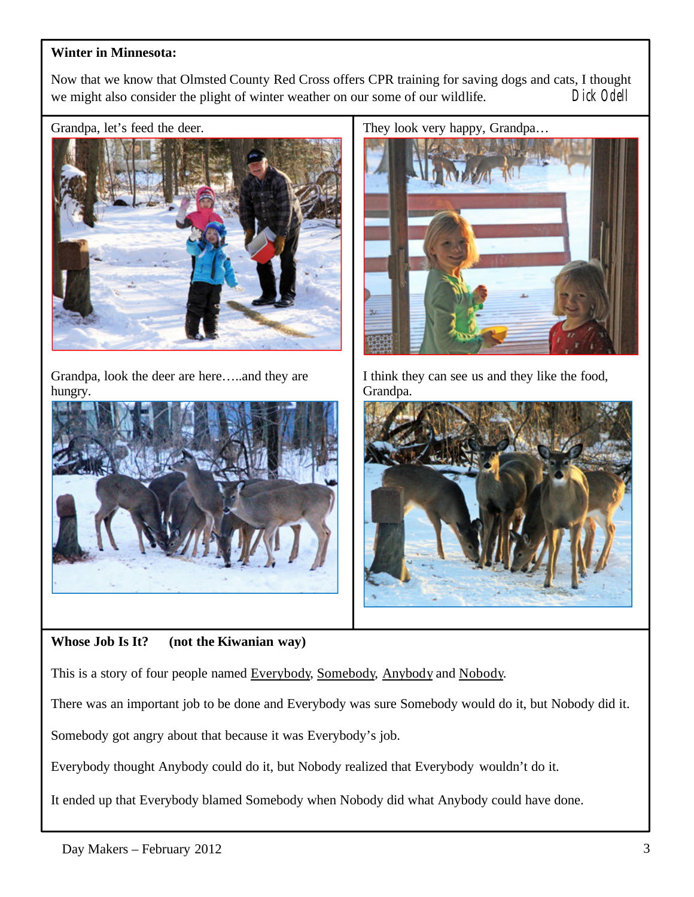**Winter in Minnesota:**

Now that we know that Olmsted County Red Cross offers CPR training for saving dogs and cats, I thought we might also consider the plight of winter weather on our some of our wildlife. Dick Odell

Grandpa, let's feed the deer.

They look very happy, Grandpa…

Grandpa, look the deer are here…..and they are hungry.

I think they can see us and they like the food, Grandpa.

**Whose Job Is It? (not the Kiwanian way)**

This is a story of four people named Everybody, Somebody, Anybody and Nobody.

There was an important job to be done and Everybody was sure Somebody would do it, but Nobody did it.

Somebody got angry about that because it was Everybody's job.

Everybody thought Anybody could do it, but Nobody realized that Everybody wouldn't do it.

It ended up that Everybody blamed Somebody when Nobody did what Anybody could have done.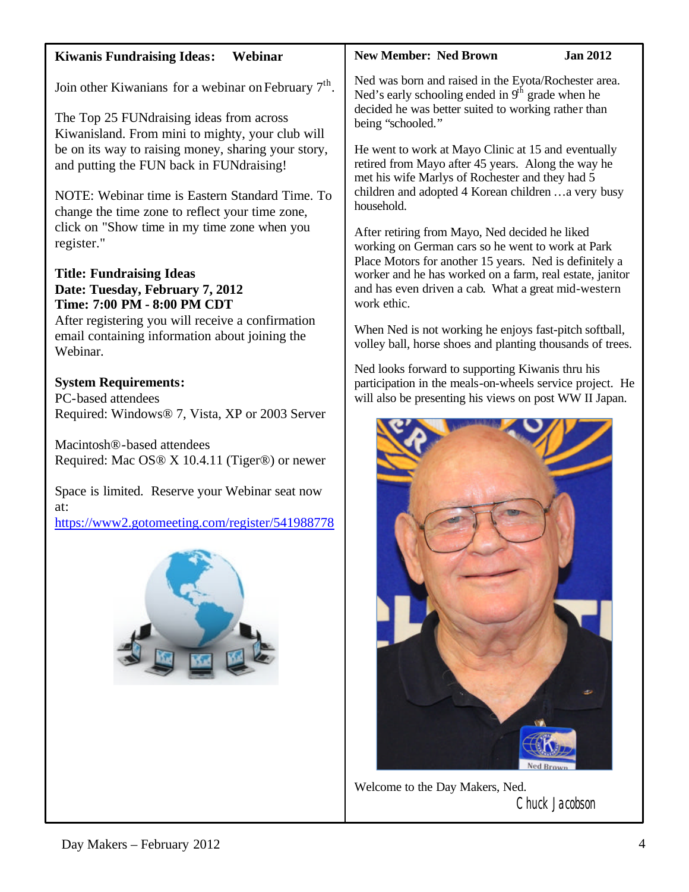## Kiwanis Fundraising Ideas: Webinar

Join other Kiwanians for a webinar on February 7th.

The Top 25 FUNdraising ideas from across Kiwanisland. From mini to mighty, your club will be on its way to raising money, sharing your story, and putting the FUN back in FUNdraising!

NOTE: Webinar time is Eastern Standard Time. To change the time zone to reflect your time zone, click on "Show time in my time zone when you register."

**Title: Fundraising Ideas**
**Date: Tuesday, February 7, 2012**
**Time: 7:00 PM - 8:00 PM CDT**
After registering you will receive a confirmation email containing information about joining the Webinar.

**System Requirements:**
PC-based attendees
Required: Windows® 7, Vista, XP or 2003 Server

Macintosh®-based attendees
Required: Mac OS® X 10.4.11 (Tiger®) or newer

Space is limited. Reserve your Webinar seat now at:
https://www2.gotomeeting.com/register/541988778

## New Member: Ned Brown — Jan 2012

Ned was born and raised in the Eyota/Rochester area. Ned's early schooling ended in 9th grade when he decided he was better suited to working rather than being "schooled."

He went to work at Mayo Clinic at 15 and eventually retired from Mayo after 45 years. Along the way he met his wife Marlys of Rochester and they had 5 children and adopted 4 Korean children …a very busy household.

After retiring from Mayo, Ned decided he liked working on German cars so he went to work at Park Place Motors for another 15 years. Ned is definitely a worker and he has worked on a farm, real estate, janitor and has even driven a cab. What a great mid-western work ethic.

When Ned is not working he enjoys fast-pitch softball, volley ball, horse shoes and planting thousands of trees.

Ned looks forward to supporting Kiwanis thru his participation in the meals-on-wheels service project. He will also be presenting his views on post WW II Japan.

Welcome to the Day Makers, Ned.

Chuck Jacobson